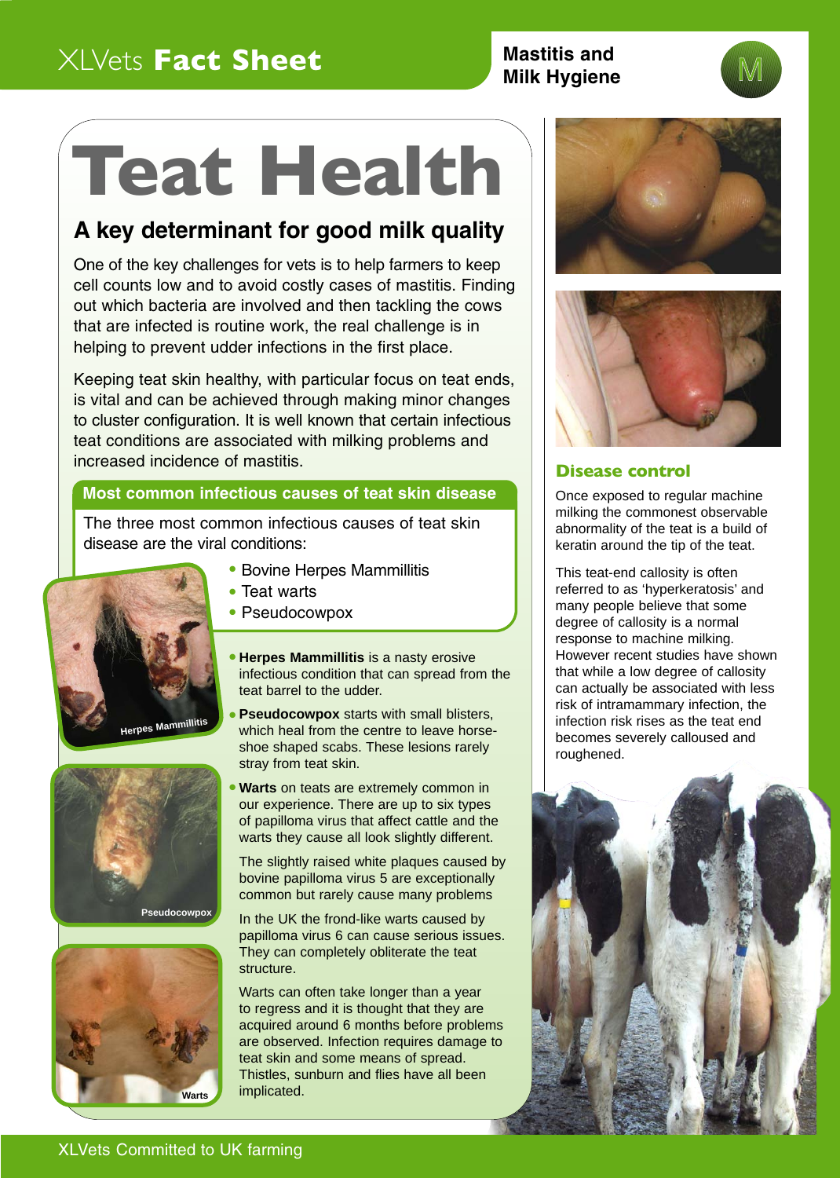# Teat Health

## A key determinant for good milk quality

One of the key challenges for vets is to help farmers to keep cell counts low and to avoid costly cases of mastitis. Finding out which bacteria are involved and then tackling the cows that are infected is routine work, the real challenge is in helping to prevent udder infections in the first place.

Keeping teat skin healthy, with particular focus on teat ends, is vital and can be achieved through making minor changes to cluster configuration. It is well known that certain infectious teat conditions are associated with milking problems and increased incidence of mastitis.

### Most common infectious causes of teat skin disease

The three most common infectious causes of teat skin disease are the viral conditions:

- Bovine Herpes Mammillitis
- Teat warts
- Pseudocowpox

Herpes Mammillitis

Pseudocowpox

Warts

- **Herpes Mammillitis** is a nasty erosive infectious condition that can spread from the teat barrel to the udder.
- **Pseudocowpox** starts with small blisters, which heal from the centre to leave horse-shoe shaped scabs. These lesions rarely stray from teat skin.
- **Warts** on teats are extremely common in our experience. There are up to six types of papilloma virus that affect cattle and the warts they cause all look slightly different.

The slightly raised white plaques caused by bovine papilloma virus 5 are exceptionally common but rarely cause many problems

In the UK the frond-like warts caused by papilloma virus 6 can cause serious issues. They can completely obliterate the teat structure.

Warts can often take longer than a year to regress and it is thought that they are acquired around 6 months before problems are observed. Infection requires damage to teat skin and some means of spread. Thistles, sunburn and flies have all been implicated.

### Disease control

Once exposed to regular machine milking the commonest observable abnormality of the teat is a build of keratin around the tip of the teat.

This teat-end callosity is often referred to as 'hyperkeratosis' and many people believe that some degree of callosity is a normal response to machine milking. However recent studies have shown that while a low degree of callosity can actually be associated with less risk of intramammary infection, the infection risk rises as the teat end becomes severely calloused and roughened.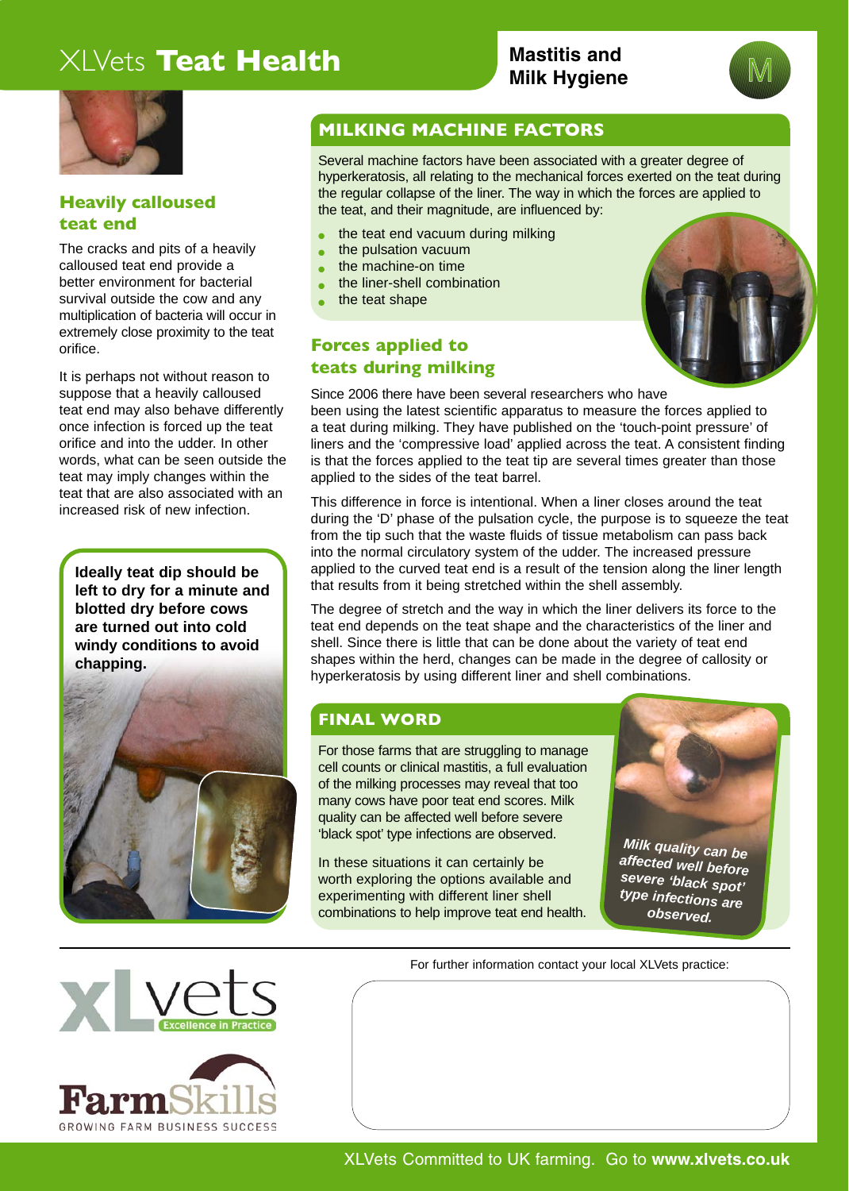## Heavily calloused teat end

The cracks and pits of a heavily calloused teat end provide a better environment for bacterial survival outside the cow and any multiplication of bacteria will occur in extremely close proximity to the teat orifice.

It is perhaps not without reason to suppose that a heavily calloused teat end may also behave differently once infection is forced up the teat orifice and into the udder. In other words, what can be seen outside the teat may imply changes within the teat that are also associated with an increased risk of new infection.

**Ideally teat dip should be left to dry for a minute and blotted dry before cows are turned out into cold windy conditions to avoid chapping.**

## MILKING MACHINE FACTORS

Several machine factors have been associated with a greater degree of hyperkeratosis, all relating to the mechanical forces exerted on the teat during the regular collapse of the liner. The way in which the forces are applied to the teat, and their magnitude, are influenced by:

- the teat end vacuum during milking
- the pulsation vacuum
- the machine-on time
- the liner-shell combination
- the teat shape

### Forces applied to teats during milking

Since 2006 there have been several researchers who have been using the latest scientific apparatus to measure the forces applied to a teat during milking. They have published on the 'touch-point pressure' of liners and the 'compressive load' applied across the teat. A consistent finding is that the forces applied to the teat tip are several times greater than those applied to the sides of the teat barrel.

This difference in force is intentional. When a liner closes around the teat during the 'D' phase of the pulsation cycle, the purpose is to squeeze the teat from the tip such that the waste fluids of tissue metabolism can pass back into the normal circulatory system of the udder. The increased pressure applied to the curved teat end is a result of the tension along the liner length that results from it being stretched within the shell assembly.

The degree of stretch and the way in which the liner delivers its force to the teat end depends on the teat shape and the characteristics of the liner and shell. Since there is little that can be done about the variety of teat end shapes within the herd, changes can be made in the degree of callosity or hyperkeratosis by using different liner and shell combinations.

## FINAL WORD

For those farms that are struggling to manage cell counts or clinical mastitis, a full evaluation of the milking processes may reveal that too many cows have poor teat end scores. Milk quality can be affected well before severe 'black spot' type infections are observed.

In these situations it can certainly be worth exploring the options available and experimenting with different liner shell combinations to help improve teat end health.

*Milk quality can be affected well before severe 'black spot' type infections are observed.*

For further information contact your local XLVets practice: